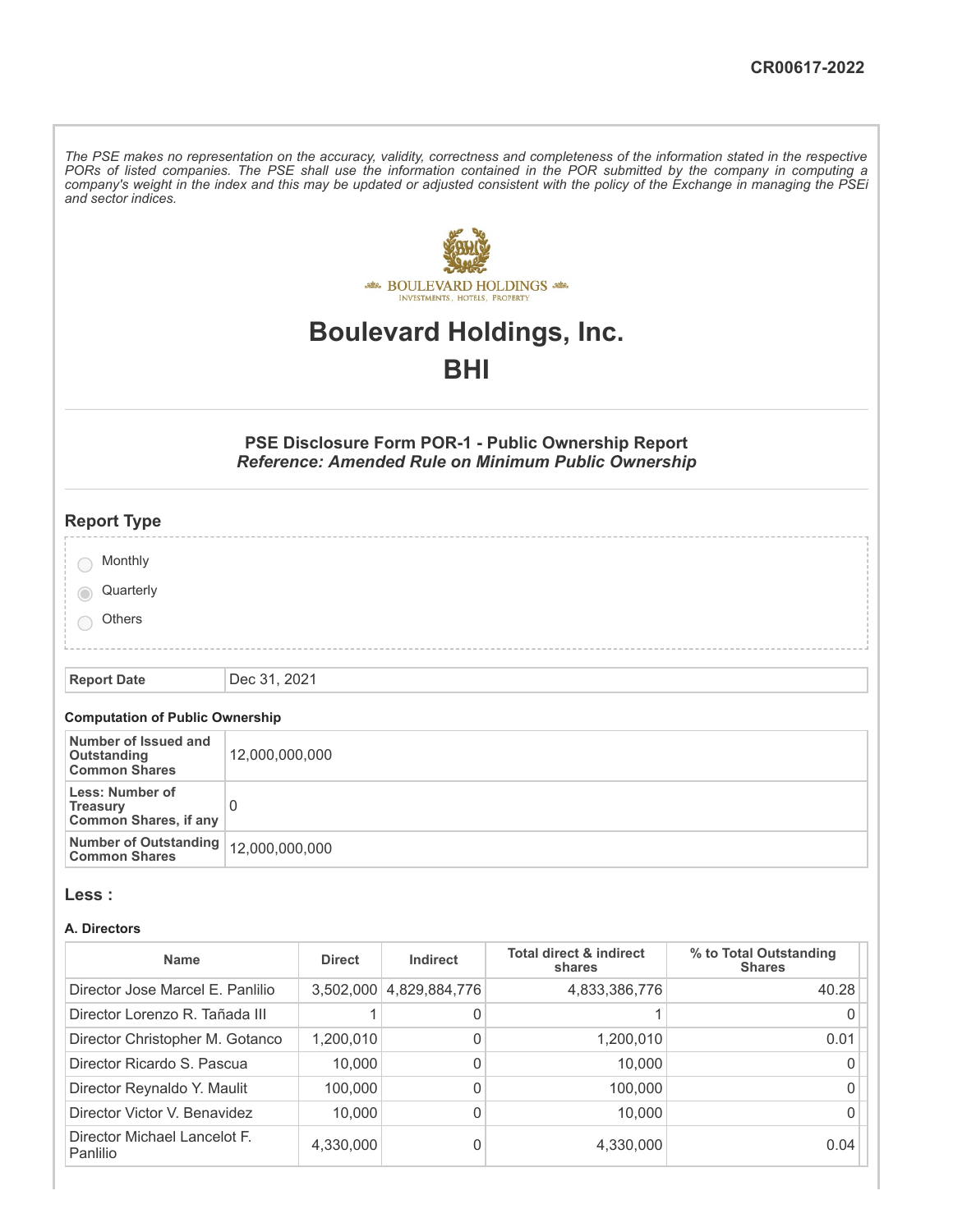CR00617-2022

*The PSE makes no representation on the accuracy, validity, correctness and completeness of the information stated in the respective PORs of listed companies. The PSE shall use the information contained in the POR submitted by the company in computing a company's weight in the index and this may be updated or adjusted consistent with the policy of the Exchange in managing the PSEi and sector indices.*

# Boulevard Holdings, Inc.

# BHI

### PSE Disclosure Form POR-1 - Public Ownership Report
***Reference: Amended Rule on Minimum Public Ownership***

## Report Type

- ○ Monthly
- ◉ Quarterly
- ○ Others

| **Report Date** | Dec 31, 2021 |
|---|---|

#### Computation of Public Ownership

| | |
|---|---|
| **Number of Issued and Outstanding Common Shares** | 12,000,000,000 |
| **Less: Number of Treasury Common Shares, if any** | 0 |
| **Number of Outstanding Common Shares** | 12,000,000,000 |

## Less :

#### A. Directors

| Name | Direct | Indirect | Total direct & indirect shares | % to Total Outstanding Shares |
|---|---|---|---|---|
| Director Jose Marcel E. Panlilio | 3,502,000 | 4,829,884,776 | 4,833,386,776 | 40.28 |
| Director Lorenzo R. Tañada III | 1 | 0 | 1 | 0 |
| Director Christopher M. Gotanco | 1,200,010 | 0 | 1,200,010 | 0.01 |
| Director Ricardo S. Pascua | 10,000 | 0 | 10,000 | 0 |
| Director Reynaldo Y. Maulit | 100,000 | 0 | 100,000 | 0 |
| Director Victor V. Benavidez | 10,000 | 0 | 10,000 | 0 |
| Director Michael Lancelot F. Panlilio | 4,330,000 | 0 | 4,330,000 | 0.04 |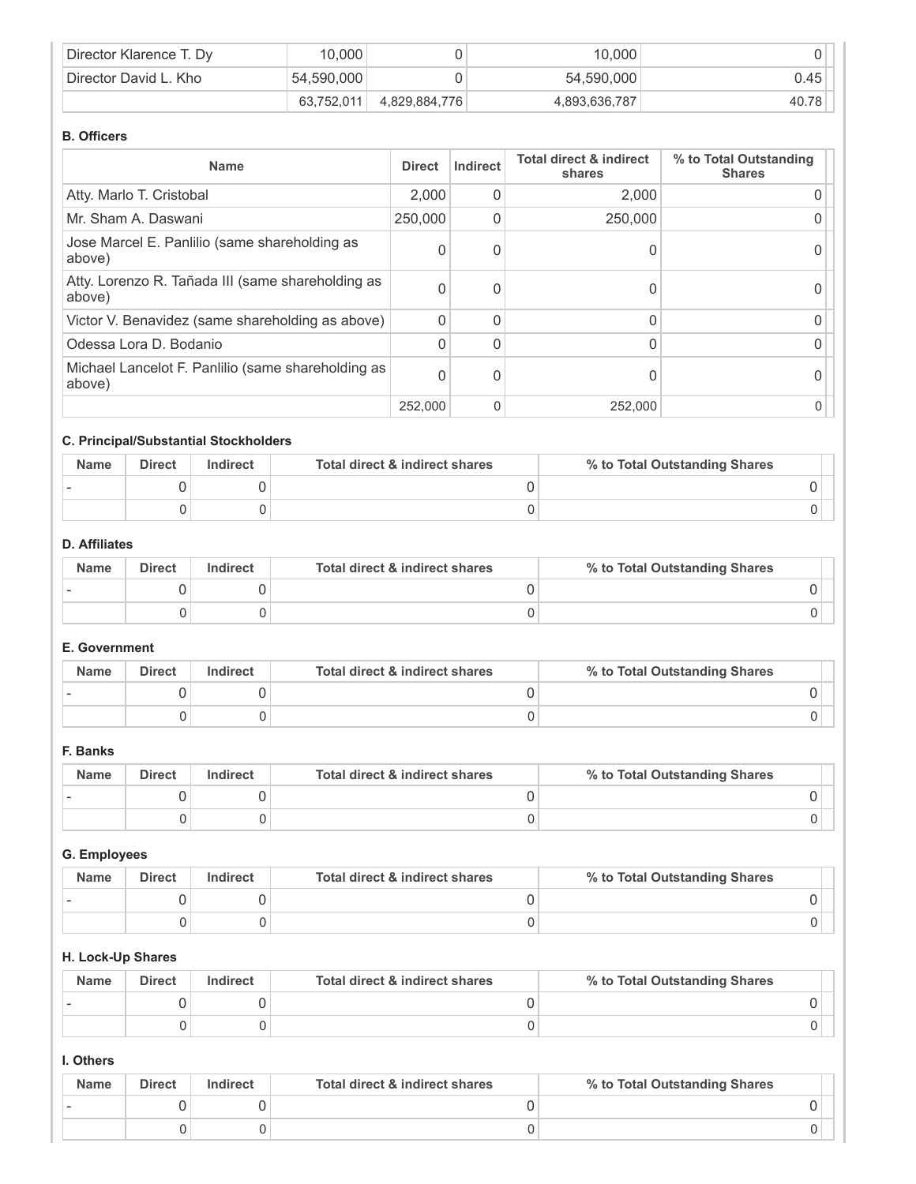| | | | | |
|---|---|---|---|---|
| Director Klarence T. Dy | 10,000 | 0 | 10,000 | 0 |
| Director David L. Kho | 54,590,000 | 0 | 54,590,000 | 0.45 |
| | 63,752,011 | 4,829,884,776 | 4,893,636,787 | 40.78 |

**B. Officers**

| Name | Direct | Indirect | Total direct & indirect shares | % to Total Outstanding Shares |
|---|---|---|---|---|
| Atty. Marlo T. Cristobal | 2,000 | 0 | 2,000 | 0 |
| Mr. Sham A. Daswani | 250,000 | 0 | 250,000 | 0 |
| Jose Marcel E. Panlilio (same shareholding as above) | 0 | 0 | 0 | 0 |
| Atty. Lorenzo R. Tañada III (same shareholding as above) | 0 | 0 | 0 | 0 |
| Victor V. Benavidez (same shareholding as above) | 0 | 0 | 0 | 0 |
| Odessa Lora D. Bodanio | 0 | 0 | 0 | 0 |
| Michael Lancelot F. Panlilio (same shareholding as above) | 0 | 0 | 0 | 0 |
| | 252,000 | 0 | 252,000 | 0 |

**C. Principal/Substantial Stockholders**

| Name | Direct | Indirect | Total direct & indirect shares | % to Total Outstanding Shares |
|---|---|---|---|---|
| - | 0 | 0 | 0 | 0 |
| | 0 | 0 | 0 | 0 |

**D. Affiliates**

| Name | Direct | Indirect | Total direct & indirect shares | % to Total Outstanding Shares |
|---|---|---|---|---|
| - | 0 | 0 | 0 | 0 |
| | 0 | 0 | 0 | 0 |

**E. Government**

| Name | Direct | Indirect | Total direct & indirect shares | % to Total Outstanding Shares |
|---|---|---|---|---|
| - | 0 | 0 | 0 | 0 |
| | 0 | 0 | 0 | 0 |

**F. Banks**

| Name | Direct | Indirect | Total direct & indirect shares | % to Total Outstanding Shares |
|---|---|---|---|---|
| - | 0 | 0 | 0 | 0 |
| | 0 | 0 | 0 | 0 |

**G. Employees**

| Name | Direct | Indirect | Total direct & indirect shares | % to Total Outstanding Shares |
|---|---|---|---|---|
| - | 0 | 0 | 0 | 0 |
| | 0 | 0 | 0 | 0 |

**H. Lock-Up Shares**

| Name | Direct | Indirect | Total direct & indirect shares | % to Total Outstanding Shares |
|---|---|---|---|---|
| - | 0 | 0 | 0 | 0 |
| | 0 | 0 | 0 | 0 |

**I. Others**

| Name | Direct | Indirect | Total direct & indirect shares | % to Total Outstanding Shares |
|---|---|---|---|---|
| - | 0 | 0 | 0 | 0 |
| | 0 | 0 | 0 | 0 |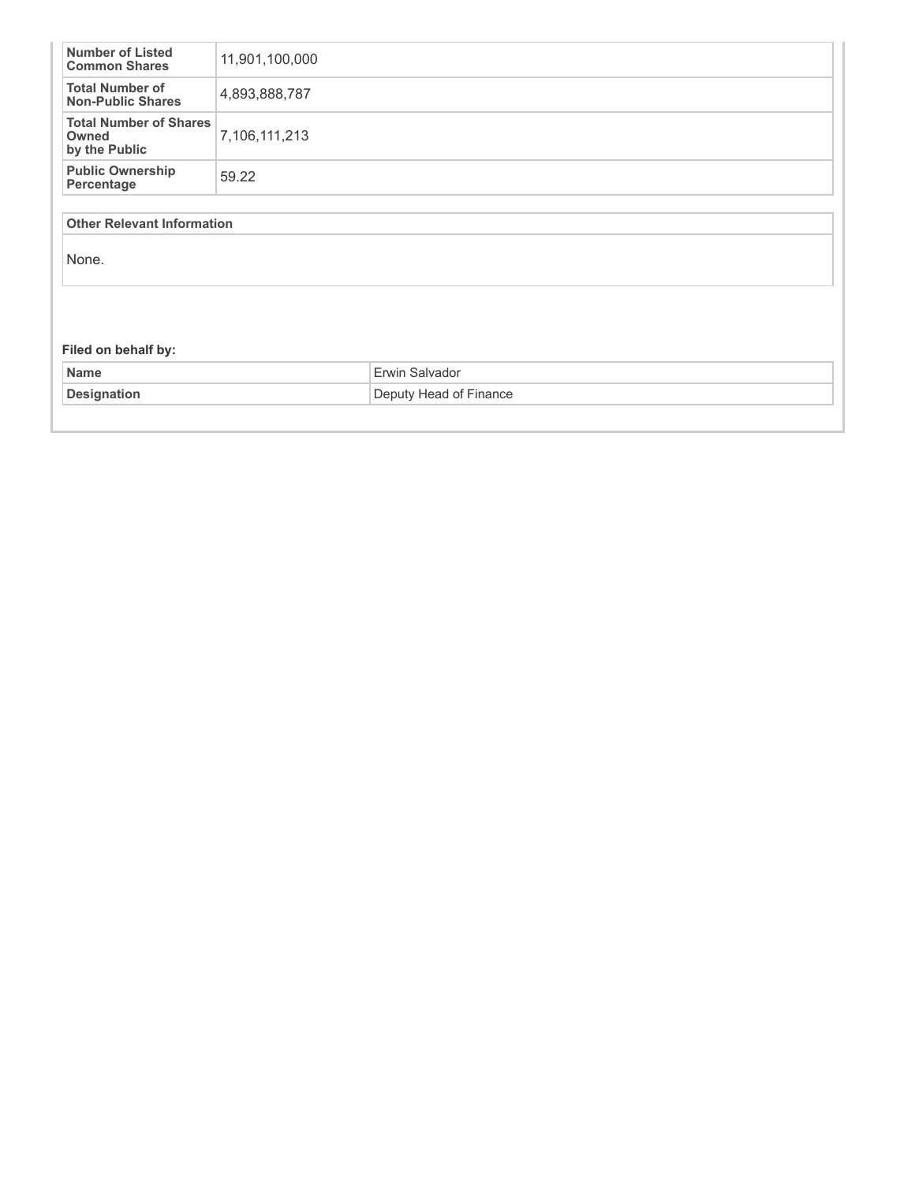| | |
|---|---|
| **Number of Listed Common Shares** | 11,901,100,000 |
| **Total Number of Non-Public Shares** | 4,893,888,787 |
| **Total Number of Shares Owned by the Public** | 7,106,111,213 |
| **Public Ownership Percentage** | 59.22 |

| **Other Relevant Information** |
|---|
| None. |

**Filed on behalf by:**

| | |
|---|---|
| **Name** | Erwin Salvador |
| **Designation** | Deputy Head of Finance |